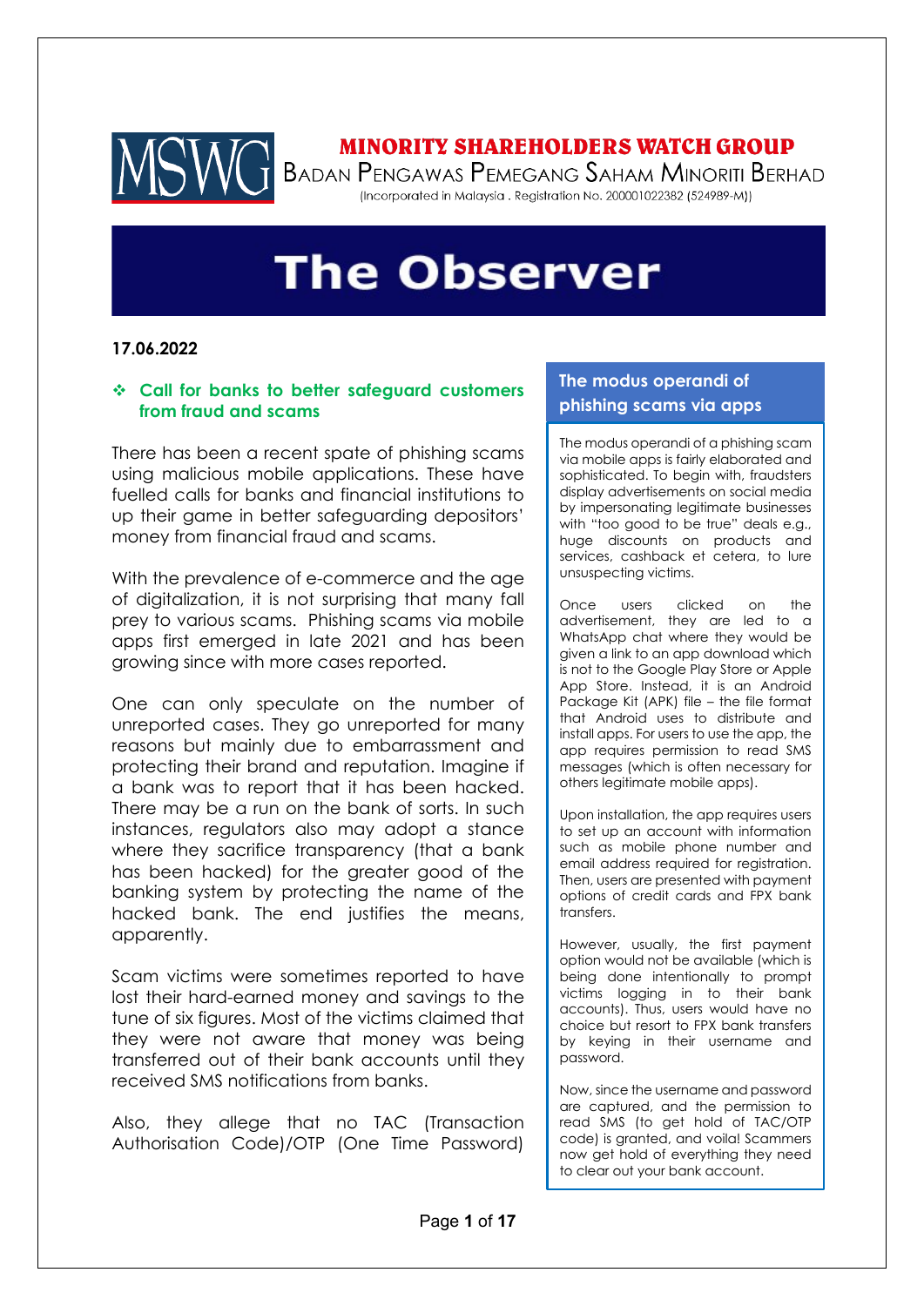**MINORITY SHAREHOLDERS WATCH GROUP**
BADAN PENGAWAS PEMEGANG SAHAM MINORITI BERHAD
(Incorporated in Malaysia . Registration No. 200001022382 (524989-M))

# The Observer

**17.06.2022**

## ❖ Call for banks to better safeguard customers from fraud and scams

There has been a recent spate of phishing scams using malicious mobile applications. These have fuelled calls for banks and financial institutions to up their game in better safeguarding depositors' money from financial fraud and scams.

With the prevalence of e-commerce and the age of digitalization, it is not surprising that many fall prey to various scams. Phishing scams via mobile apps first emerged in late 2021 and has been growing since with more cases reported.

One can only speculate on the number of unreported cases. They go unreported for many reasons but mainly due to embarrassment and protecting their brand and reputation. Imagine if a bank was to report that it has been hacked. There may be a run on the bank of sorts. In such instances, regulators also may adopt a stance where they sacrifice transparency (that a bank has been hacked) for the greater good of the banking system by protecting the name of the hacked bank. The end justifies the means, apparently.

Scam victims were sometimes reported to have lost their hard-earned money and savings to the tune of six figures. Most of the victims claimed that they were not aware that money was being transferred out of their bank accounts until they received SMS notifications from banks.

Also, they allege that no TAC (Transaction Authorisation Code)/OTP (One Time Password)

### The modus operandi of phishing scams via apps

The modus operandi of a phishing scam via mobile apps is fairly elaborated and sophisticated. To begin with, fraudsters display advertisements on social media by impersonating legitimate businesses with "too good to be true" deals e.g., huge discounts on products and services, cashback et cetera, to lure unsuspecting victims.

Once users clicked on the advertisement, they are led to a WhatsApp chat where they would be given a link to an app download which is not to the Google Play Store or Apple App Store. Instead, it is an Android Package Kit (APK) file – the file format that Android uses to distribute and install apps. For users to use the app, the app requires permission to read SMS messages (which is often necessary for others legitimate mobile apps).

Upon installation, the app requires users to set up an account with information such as mobile phone number and email address required for registration. Then, users are presented with payment options of credit cards and FPX bank transfers.

However, usually, the first payment option would not be available (which is being done intentionally to prompt victims logging in to their bank accounts). Thus, users would have no choice but resort to FPX bank transfers by keying in their username and password.

Now, since the username and password are captured, and the permission to read SMS (to get hold of TAC/OTP code) is granted, and voila! Scammers now get hold of everything they need to clear out your bank account.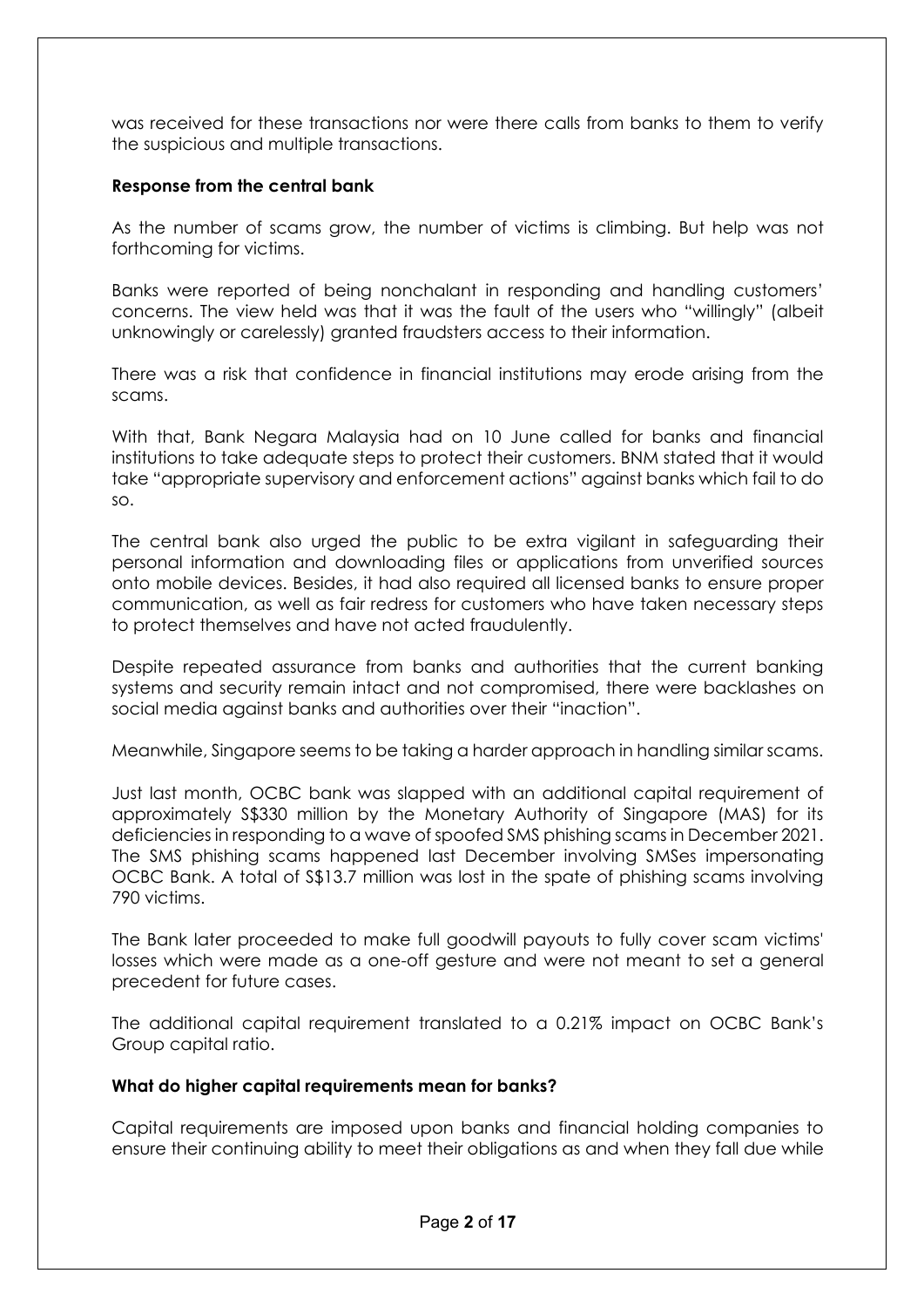was received for these transactions nor were there calls from banks to them to verify the suspicious and multiple transactions.

**Response from the central bank**

As the number of scams grow, the number of victims is climbing. But help was not forthcoming for victims.

Banks were reported of being nonchalant in responding and handling customers' concerns. The view held was that it was the fault of the users who "willingly" (albeit unknowingly or carelessly) granted fraudsters access to their information.

There was a risk that confidence in financial institutions may erode arising from the scams.

With that, Bank Negara Malaysia had on 10 June called for banks and financial institutions to take adequate steps to protect their customers. BNM stated that it would take "appropriate supervisory and enforcement actions" against banks which fail to do so.

The central bank also urged the public to be extra vigilant in safeguarding their personal information and downloading files or applications from unverified sources onto mobile devices. Besides, it had also required all licensed banks to ensure proper communication, as well as fair redress for customers who have taken necessary steps to protect themselves and have not acted fraudulently.

Despite repeated assurance from banks and authorities that the current banking systems and security remain intact and not compromised, there were backlashes on social media against banks and authorities over their "inaction".

Meanwhile, Singapore seems to be taking a harder approach in handling similar scams.

Just last month, OCBC bank was slapped with an additional capital requirement of approximately S$330 million by the Monetary Authority of Singapore (MAS) for its deficiencies in responding to a wave of spoofed SMS phishing scams in December 2021. The SMS phishing scams happened last December involving SMSes impersonating OCBC Bank. A total of S$13.7 million was lost in the spate of phishing scams involving 790 victims.

The Bank later proceeded to make full goodwill payouts to fully cover scam victims' losses which were made as a one-off gesture and were not meant to set a general precedent for future cases.

The additional capital requirement translated to a 0.21% impact on OCBC Bank's Group capital ratio.

**What do higher capital requirements mean for banks?**

Capital requirements are imposed upon banks and financial holding companies to ensure their continuing ability to meet their obligations as and when they fall due while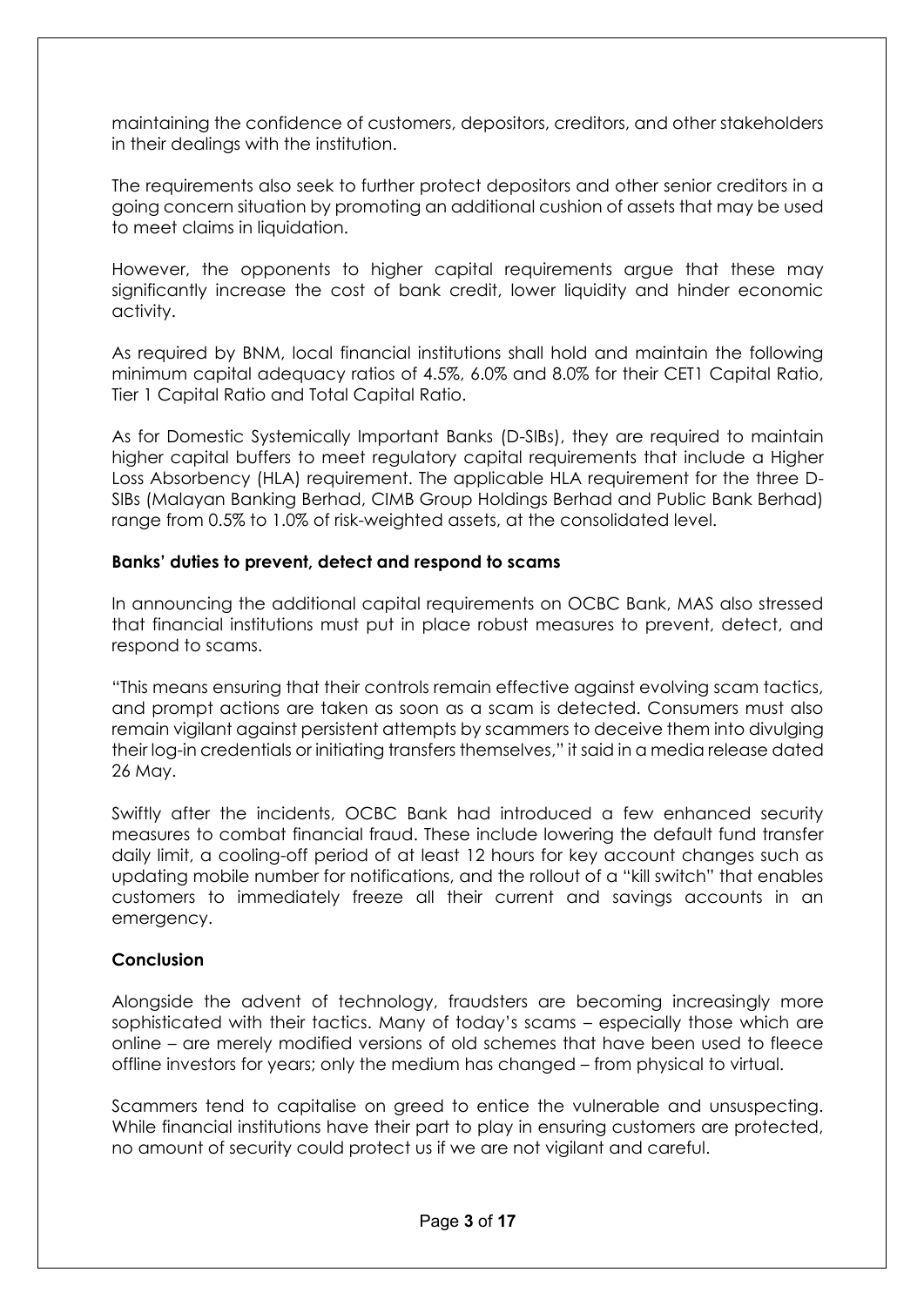maintaining the confidence of customers, depositors, creditors, and other stakeholders in their dealings with the institution.

The requirements also seek to further protect depositors and other senior creditors in a going concern situation by promoting an additional cushion of assets that may be used to meet claims in liquidation.

However, the opponents to higher capital requirements argue that these may significantly increase the cost of bank credit, lower liquidity and hinder economic activity.

As required by BNM, local financial institutions shall hold and maintain the following minimum capital adequacy ratios of 4.5%, 6.0% and 8.0% for their CET1 Capital Ratio, Tier 1 Capital Ratio and Total Capital Ratio.

As for Domestic Systemically Important Banks (D-SIBs), they are required to maintain higher capital buffers to meet regulatory capital requirements that include a Higher Loss Absorbency (HLA) requirement. The applicable HLA requirement for the three D-SIBs (Malayan Banking Berhad, CIMB Group Holdings Berhad and Public Bank Berhad) range from 0.5% to 1.0% of risk-weighted assets, at the consolidated level.

**Banks' duties to prevent, detect and respond to scams**

In announcing the additional capital requirements on OCBC Bank, MAS also stressed that financial institutions must put in place robust measures to prevent, detect, and respond to scams.

"This means ensuring that their controls remain effective against evolving scam tactics, and prompt actions are taken as soon as a scam is detected. Consumers must also remain vigilant against persistent attempts by scammers to deceive them into divulging their log-in credentials or initiating transfers themselves," it said in a media release dated 26 May.

Swiftly after the incidents, OCBC Bank had introduced a few enhanced security measures to combat financial fraud. These include lowering the default fund transfer daily limit, a cooling-off period of at least 12 hours for key account changes such as updating mobile number for notifications, and the rollout of a "kill switch" that enables customers to immediately freeze all their current and savings accounts in an emergency.

**Conclusion**

Alongside the advent of technology, fraudsters are becoming increasingly more sophisticated with their tactics. Many of today's scams – especially those which are online – are merely modified versions of old schemes that have been used to fleece offline investors for years; only the medium has changed – from physical to virtual.

Scammers tend to capitalise on greed to entice the vulnerable and unsuspecting. While financial institutions have their part to play in ensuring customers are protected, no amount of security could protect us if we are not vigilant and careful.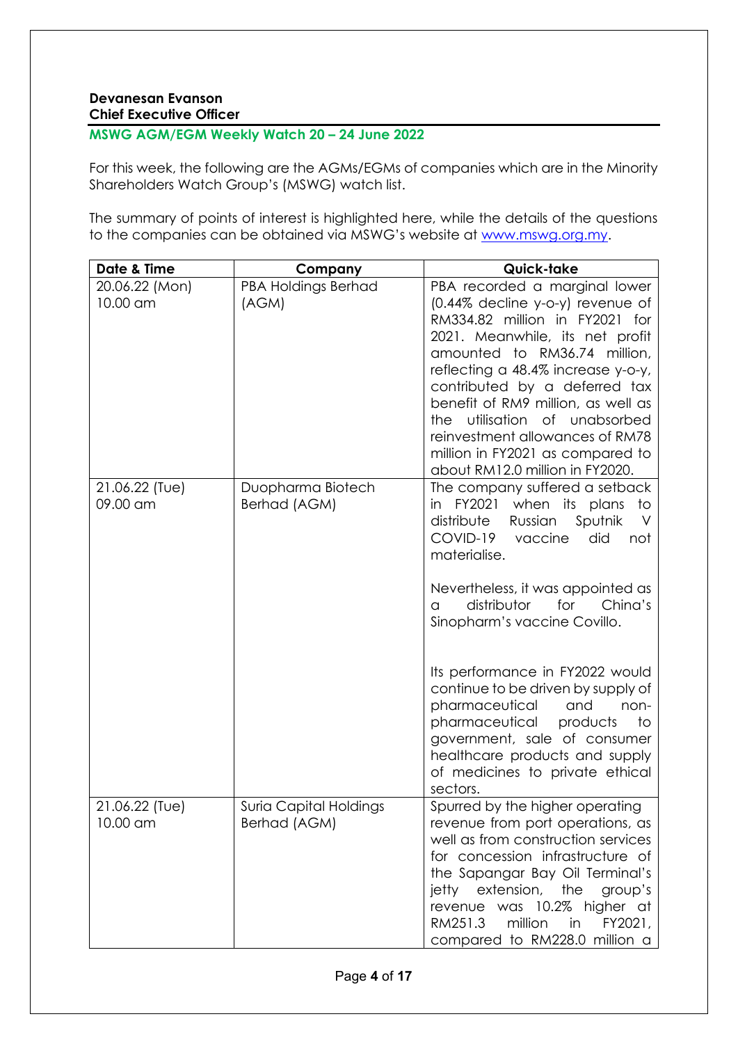**Devanesan Evanson**
**Chief Executive Officer**

**MSWG AGM/EGM Weekly Watch 20 – 24 June 2022**

For this week, the following are the AGMs/EGMs of companies which are in the Minority Shareholders Watch Group's (MSWG) watch list.

The summary of points of interest is highlighted here, while the details of the questions to the companies can be obtained via MSWG's website at www.mswg.org.my.

| Date & Time | Company | Quick-take |
|---|---|---|
| 20.06.22 (Mon) 10.00 am | PBA Holdings Berhad (AGM) | PBA recorded a marginal lower (0.44% decline y-o-y) revenue of RM334.82 million in FY2021 for 2021. Meanwhile, its net profit amounted to RM36.74 million, reflecting a 48.4% increase y-o-y, contributed by a deferred tax benefit of RM9 million, as well as the utilisation of unabsorbed reinvestment allowances of RM78 million in FY2021 as compared to about RM12.0 million in FY2020. |
| 21.06.22 (Tue) 09.00 am | Duopharma Biotech Berhad (AGM) | The company suffered a setback in FY2021 when its plans to distribute Russian Sputnik V COVID-19 vaccine did not materialise.<br><br>Nevertheless, it was appointed as a distributor for China's Sinopharm's vaccine Covillo.<br><br>Its performance in FY2022 would continue to be driven by supply of pharmaceutical and non-pharmaceutical products to government, sale of consumer healthcare products and supply of medicines to private ethical sectors. |
| 21.06.22 (Tue) 10.00 am | Suria Capital Holdings Berhad (AGM) | Spurred by the higher operating revenue from port operations, as well as from construction services for concession infrastructure of the Sapangar Bay Oil Terminal's jetty extension, the group's revenue was 10.2% higher at RM251.3 million in FY2021, compared to RM228.0 million a |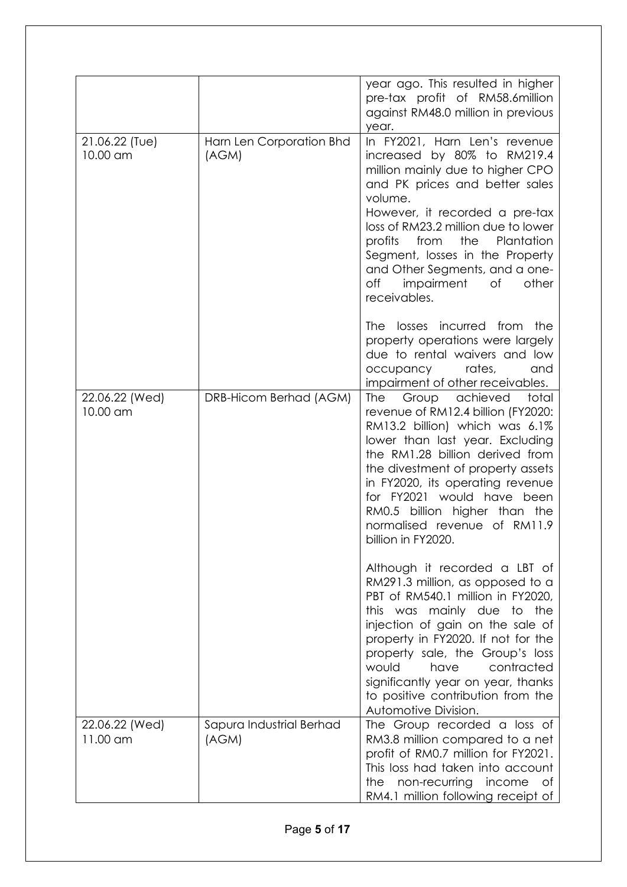| | | |
|---|---|---|
| | | year ago. This resulted in higher pre-tax profit of RM58.6million against RM48.0 million in previous year. |
| 21.06.22 (Tue) 10.00 am | Harn Len Corporation Bhd (AGM) | In FY2021, Harn Len's revenue increased by 80% to RM219.4 million mainly due to higher CPO and PK prices and better sales volume.<br>However, it recorded a pre-tax loss of RM23.2 million due to lower profits from the Plantation Segment, losses in the Property and Other Segments, and a one-off impairment of other receivables.<br><br>The losses incurred from the property operations were largely due to rental waivers and low occupancy rates, and impairment of other receivables. |
| 22.06.22 (Wed) 10.00 am | DRB-Hicom Berhad (AGM) | The Group achieved total revenue of RM12.4 billion (FY2020: RM13.2 billion) which was 6.1% lower than last year. Excluding the RM1.28 billion derived from the divestment of property assets in FY2020, its operating revenue for FY2021 would have been RM0.5 billion higher than the normalised revenue of RM11.9 billion in FY2020.<br><br>Although it recorded a LBT of RM291.3 million, as opposed to a PBT of RM540.1 million in FY2020, this was mainly due to the injection of gain on the sale of property in FY2020. If not for the property sale, the Group's loss would have contracted significantly year on year, thanks to positive contribution from the Automotive Division. |
| 22.06.22 (Wed) 11.00 am | Sapura Industrial Berhad (AGM) | The Group recorded a loss of RM3.8 million compared to a net profit of RM0.7 million for FY2021. This loss had taken into account the non-recurring income of RM4.1 million following receipt of |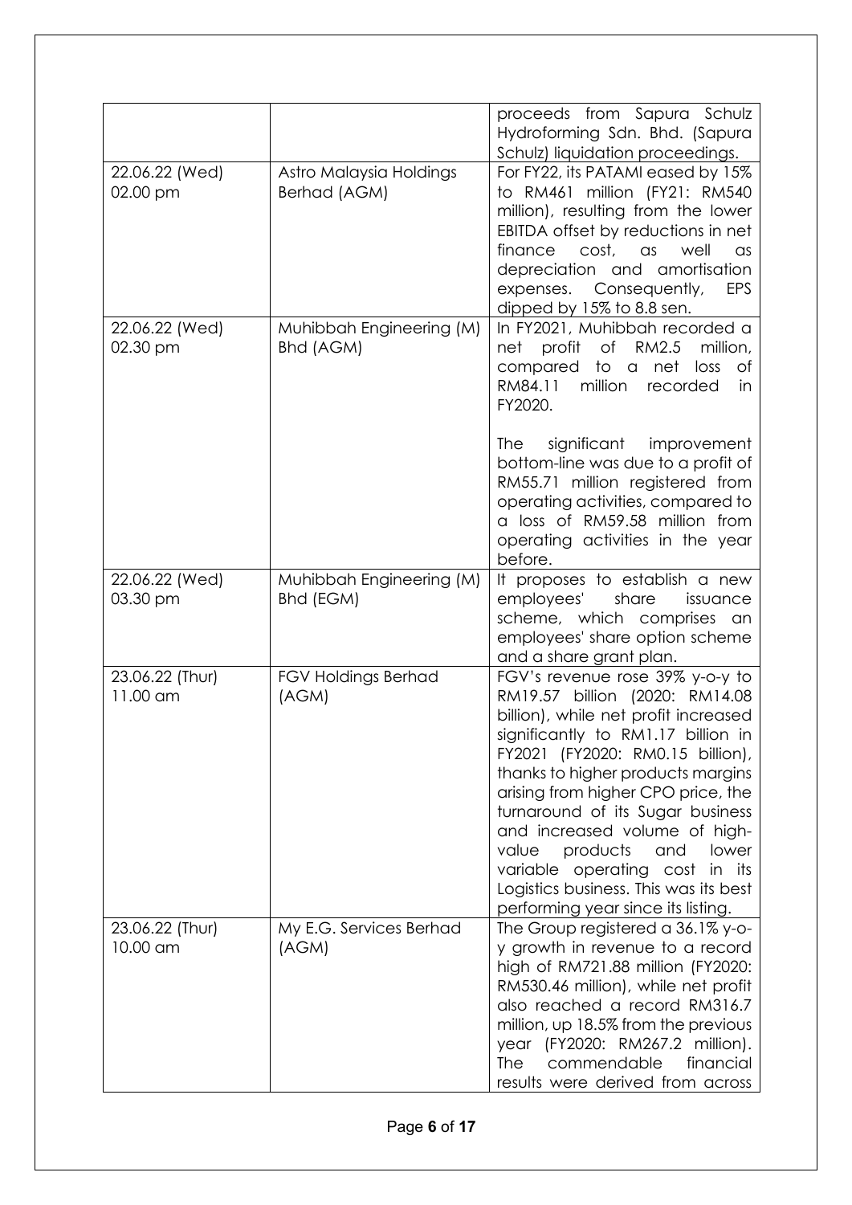| | | |
|---|---|---|
| | | proceeds from Sapura Schulz Hydroforming Sdn. Bhd. (Sapura Schulz) liquidation proceedings. |
| 22.06.22 (Wed) 02.00 pm | Astro Malaysia Holdings Berhad (AGM) | For FY22, its PATAMI eased by 15% to RM461 million (FY21: RM540 million), resulting from the lower EBITDA offset by reductions in net finance cost, as well as depreciation and amortisation expenses. Consequently, EPS dipped by 15% to 8.8 sen. |
| 22.06.22 (Wed) 02.30 pm | Muhibbah Engineering (M) Bhd (AGM) | In FY2021, Muhibbah recorded a net profit of RM2.5 million, compared to a net loss of RM84.11 million recorded in FY2020.<br><br>The significant improvement bottom-line was due to a profit of RM55.71 million registered from operating activities, compared to a loss of RM59.58 million from operating activities in the year before. |
| 22.06.22 (Wed) 03.30 pm | Muhibbah Engineering (M) Bhd (EGM) | It proposes to establish a new employees' share issuance scheme, which comprises an employees' share option scheme and a share grant plan. |
| 23.06.22 (Thur) 11.00 am | FGV Holdings Berhad (AGM) | FGV's revenue rose 39% y-o-y to RM19.57 billion (2020: RM14.08 billion), while net profit increased significantly to RM1.17 billion in FY2021 (FY2020: RM0.15 billion), thanks to higher products margins arising from higher CPO price, the turnaround of its Sugar business and increased volume of high-value products and lower variable operating cost in its Logistics business. This was its best performing year since its listing. |
| 23.06.22 (Thur) 10.00 am | My E.G. Services Berhad (AGM) | The Group registered a 36.1% y-o-y growth in revenue to a record high of RM721.88 million (FY2020: RM530.46 million), while net profit also reached a record RM316.7 million, up 18.5% from the previous year (FY2020: RM267.2 million). The commendable financial results were derived from across |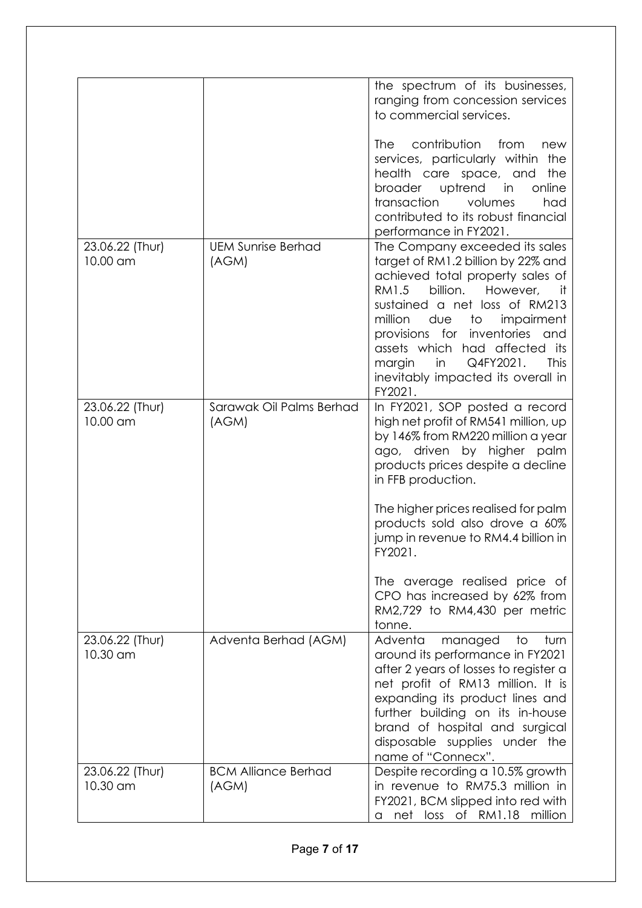| | | |
|---|---|---|
| | | the spectrum of its businesses, ranging from concession services to commercial services.<br><br>The contribution from new services, particularly within the health care space, and the broader uptrend in online transaction volumes had contributed to its robust financial performance in FY2021. |
| 23.06.22 (Thur) 10.00 am | UEM Sunrise Berhad (AGM) | The Company exceeded its sales target of RM1.2 billion by 22% and achieved total property sales of RM1.5 billion. However, it sustained a net loss of RM213 million due to impairment provisions for inventories and assets which had affected its margin in Q4FY2021. This inevitably impacted its overall in FY2021. |
| 23.06.22 (Thur) 10.00 am | Sarawak Oil Palms Berhad (AGM) | In FY2021, SOP posted a record high net profit of RM541 million, up by 146% from RM220 million a year ago, driven by higher palm products prices despite a decline in FFB production.<br><br>The higher prices realised for palm products sold also drove a 60% jump in revenue to RM4.4 billion in FY2021.<br><br>The average realised price of CPO has increased by 62% from RM2,729 to RM4,430 per metric tonne. |
| 23.06.22 (Thur) 10.30 am | Adventa Berhad (AGM) | Adventa managed to turn around its performance in FY2021 after 2 years of losses to register a net profit of RM13 million. It is expanding its product lines and further building on its in-house brand of hospital and surgical disposable supplies under the name of "Connecx". |
| 23.06.22 (Thur) 10.30 am | BCM Alliance Berhad (AGM) | Despite recording a 10.5% growth in revenue to RM75.3 million in FY2021, BCM slipped into red with a net loss of RM1.18 million |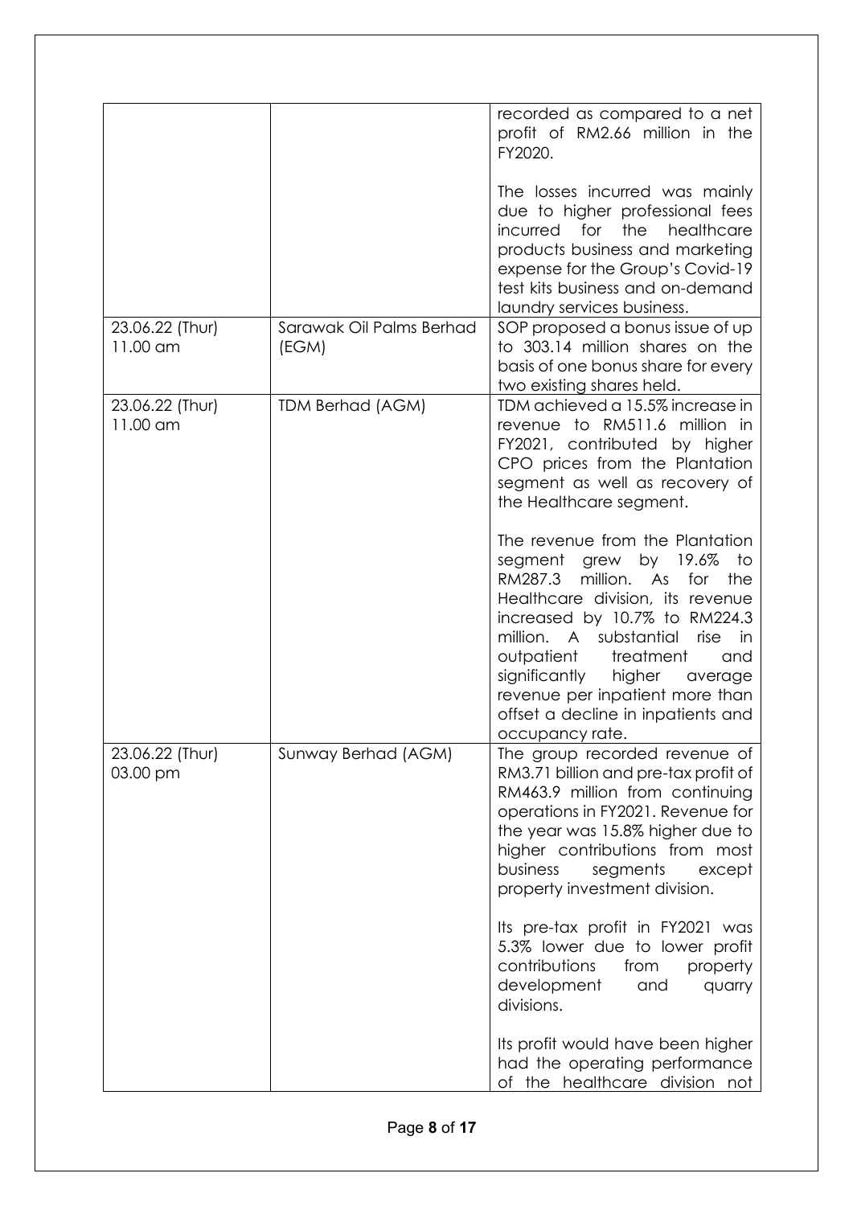| | | |
|---|---|---|
| | | recorded as compared to a net profit of RM2.66 million in the FY2020.<br><br>The losses incurred was mainly due to higher professional fees incurred for the healthcare products business and marketing expense for the Group's Covid-19 test kits business and on-demand laundry services business. |
| 23.06.22 (Thur)<br>11.00 am | Sarawak Oil Palms Berhad (EGM) | SOP proposed a bonus issue of up to 303.14 million shares on the basis of one bonus share for every two existing shares held. |
| 23.06.22 (Thur)<br>11.00 am | TDM Berhad (AGM) | TDM achieved a 15.5% increase in revenue to RM511.6 million in FY2021, contributed by higher CPO prices from the Plantation segment as well as recovery of the Healthcare segment.<br><br>The revenue from the Plantation segment grew by 19.6% to RM287.3 million. As for the Healthcare division, its revenue increased by 10.7% to RM224.3 million. A substantial rise in outpatient treatment and significantly higher average revenue per inpatient more than offset a decline in inpatients and occupancy rate. |
| 23.06.22 (Thur)<br>03.00 pm | Sunway Berhad (AGM) | The group recorded revenue of RM3.71 billion and pre-tax profit of RM463.9 million from continuing operations in FY2021. Revenue for the year was 15.8% higher due to higher contributions from most business segments except property investment division.<br><br>Its pre-tax profit in FY2021 was 5.3% lower due to lower profit contributions from property development and quarry divisions.<br><br>Its profit would have been higher had the operating performance of the healthcare division not |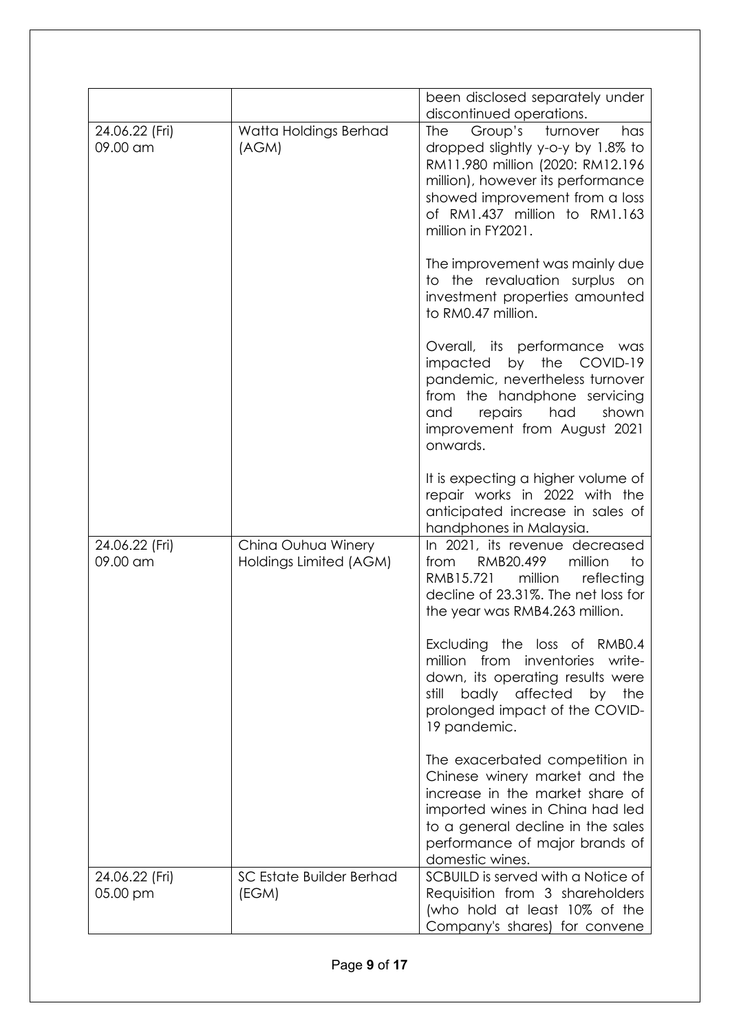| | | |
|---|---|---|
| | | been disclosed separately under discontinued operations. |
| 24.06.22 (Fri) 09.00 am | Watta Holdings Berhad (AGM) | The Group's turnover has dropped slightly y-o-y by 1.8% to RM11.980 million (2020: RM12.196 million), however its performance showed improvement from a loss of RM1.437 million to RM1.163 million in FY2021.<br><br>The improvement was mainly due to the revaluation surplus on investment properties amounted to RM0.47 million.<br><br>Overall, its performance was impacted by the COVID-19 pandemic, nevertheless turnover from the handphone servicing and repairs had shown improvement from August 2021 onwards.<br><br>It is expecting a higher volume of repair works in 2022 with the anticipated increase in sales of handphones in Malaysia. |
| 24.06.22 (Fri) 09.00 am | China Ouhua Winery Holdings Limited (AGM) | In 2021, its revenue decreased from RMB20.499 million to RMB15.721 million reflecting decline of 23.31%. The net loss for the year was RMB4.263 million.<br><br>Excluding the loss of RMB0.4 million from inventories write-down, its operating results were still badly affected by the prolonged impact of the COVID-19 pandemic.<br><br>The exacerbated competition in Chinese winery market and the increase in the market share of imported wines in China had led to a general decline in the sales performance of major brands of domestic wines. |
| 24.06.22 (Fri) 05.00 pm | SC Estate Builder Berhad (EGM) | SCBUILD is served with a Notice of Requisition from 3 shareholders (who hold at least 10% of the Company's shares) for convene |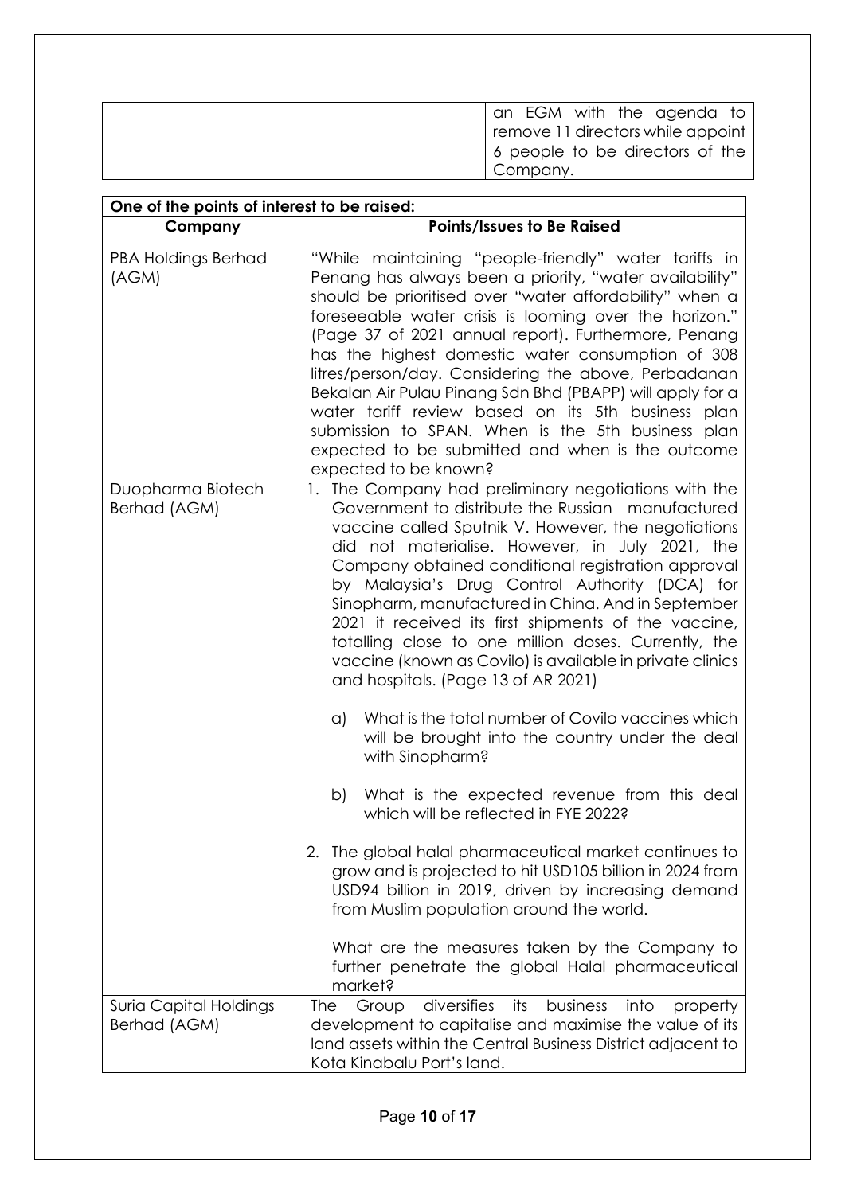| | | an EGM with the agenda to remove 11 directors while appoint 6 people to be directors of the Company. |
|---|---|---|

| One of the points of interest to be raised: | |
|---|---|
| **Company** | **Points/Issues to Be Raised** |
| PBA Holdings Berhad (AGM) | "While maintaining "people-friendly" water tariffs in Penang has always been a priority, "water availability" should be prioritised over "water affordability" when a foreseeable water crisis is looming over the horizon." (Page 37 of 2021 annual report). Furthermore, Penang has the highest domestic water consumption of 308 litres/person/day. Considering the above, Perbadanan Bekalan Air Pulau Pinang Sdn Bhd (PBAPP) will apply for a water tariff review based on its 5th business plan submission to SPAN. When is the 5th business plan expected to be submitted and when is the outcome expected to be known? |
| Duopharma Biotech Berhad (AGM) | 1. The Company had preliminary negotiations with the Government to distribute the Russian manufactured vaccine called Sputnik V. However, the negotiations did not materialise. However, in July 2021, the Company obtained conditional registration approval by Malaysia's Drug Control Authority (DCA) for Sinopharm, manufactured in China. And in September 2021 it received its first shipments of the vaccine, totalling close to one million doses. Currently, the vaccine (known as Covilo) is available in private clinics and hospitals. (Page 13 of AR 2021)<br><br>a) What is the total number of Covilo vaccines which will be brought into the country under the deal with Sinopharm?<br><br>b) What is the expected revenue from this deal which will be reflected in FYE 2022?<br><br>2. The global halal pharmaceutical market continues to grow and is projected to hit USD105 billion in 2024 from USD94 billion in 2019, driven by increasing demand from Muslim population around the world.<br><br>What are the measures taken by the Company to further penetrate the global Halal pharmaceutical market? |
| Suria Capital Holdings Berhad (AGM) | The Group diversifies its business into property development to capitalise and maximise the value of its land assets within the Central Business District adjacent to Kota Kinabalu Port's land. |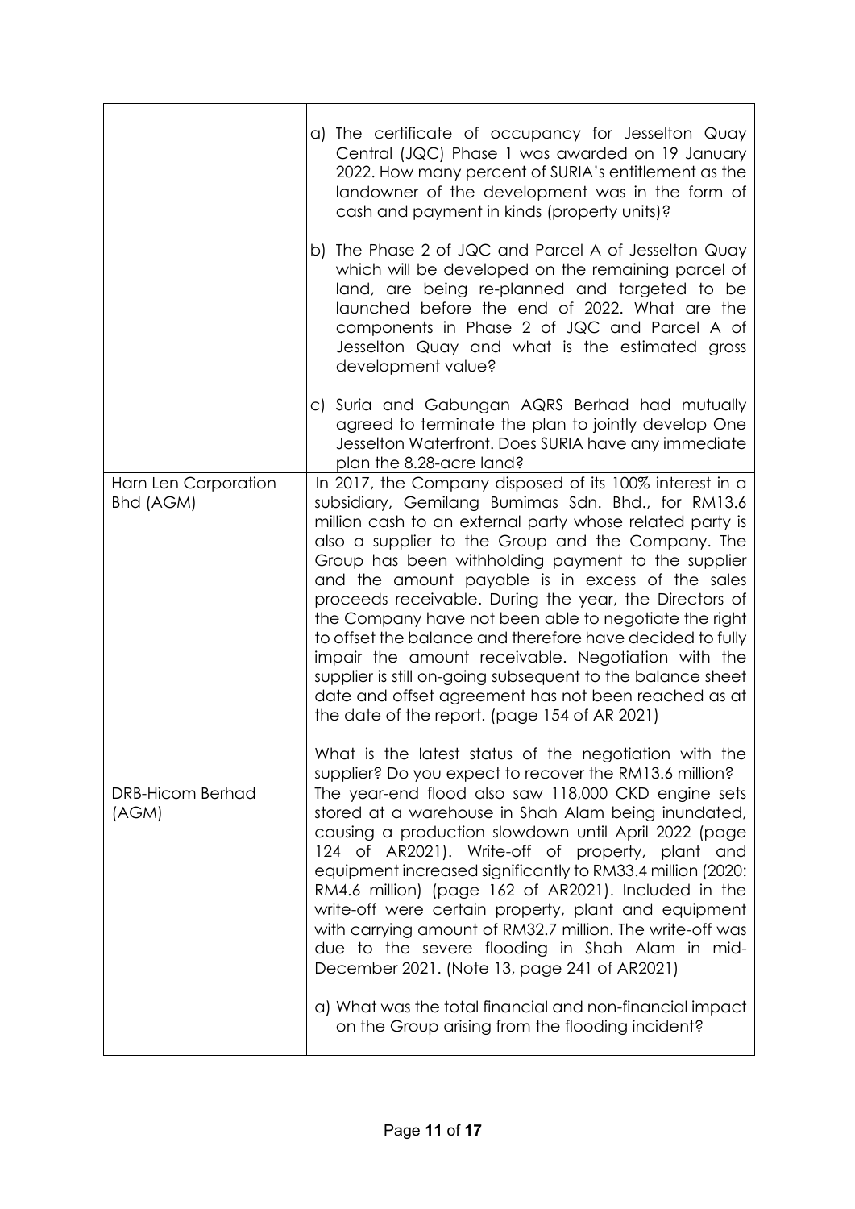| | |
|---|---|
| | a) The certificate of occupancy for Jesselton Quay Central (JQC) Phase 1 was awarded on 19 January 2022. How many percent of SURIA's entitlement as the landowner of the development was in the form of cash and payment in kinds (property units)?<br><br>b) The Phase 2 of JQC and Parcel A of Jesselton Quay which will be developed on the remaining parcel of land, are being re-planned and targeted to be launched before the end of 2022. What are the components in Phase 2 of JQC and Parcel A of Jesselton Quay and what is the estimated gross development value?<br><br>c) Suria and Gabungan AQRS Berhad had mutually agreed to terminate the plan to jointly develop One Jesselton Waterfront. Does SURIA have any immediate plan the 8.28-acre land? |
| Harn Len Corporation Bhd (AGM) | In 2017, the Company disposed of its 100% interest in a subsidiary, Gemilang Bumimas Sdn. Bhd., for RM13.6 million cash to an external party whose related party is also a supplier to the Group and the Company. The Group has been withholding payment to the supplier and the amount payable is in excess of the sales proceeds receivable. During the year, the Directors of the Company have not been able to negotiate the right to offset the balance and therefore have decided to fully impair the amount receivable. Negotiation with the supplier is still on-going subsequent to the balance sheet date and offset agreement has not been reached as at the date of the report. (page 154 of AR 2021)<br><br>What is the latest status of the negotiation with the supplier? Do you expect to recover the RM13.6 million? |
| DRB-Hicom Berhad (AGM) | The year-end flood also saw 118,000 CKD engine sets stored at a warehouse in Shah Alam being inundated, causing a production slowdown until April 2022 (page 124 of AR2021). Write-off of property, plant and equipment increased significantly to RM33.4 million (2020: RM4.6 million) (page 162 of AR2021). Included in the write-off were certain property, plant and equipment with carrying amount of RM32.7 million. The write-off was due to the severe flooding in Shah Alam in mid-December 2021. (Note 13, page 241 of AR2021)<br><br>a) What was the total financial and non-financial impact on the Group arising from the flooding incident? |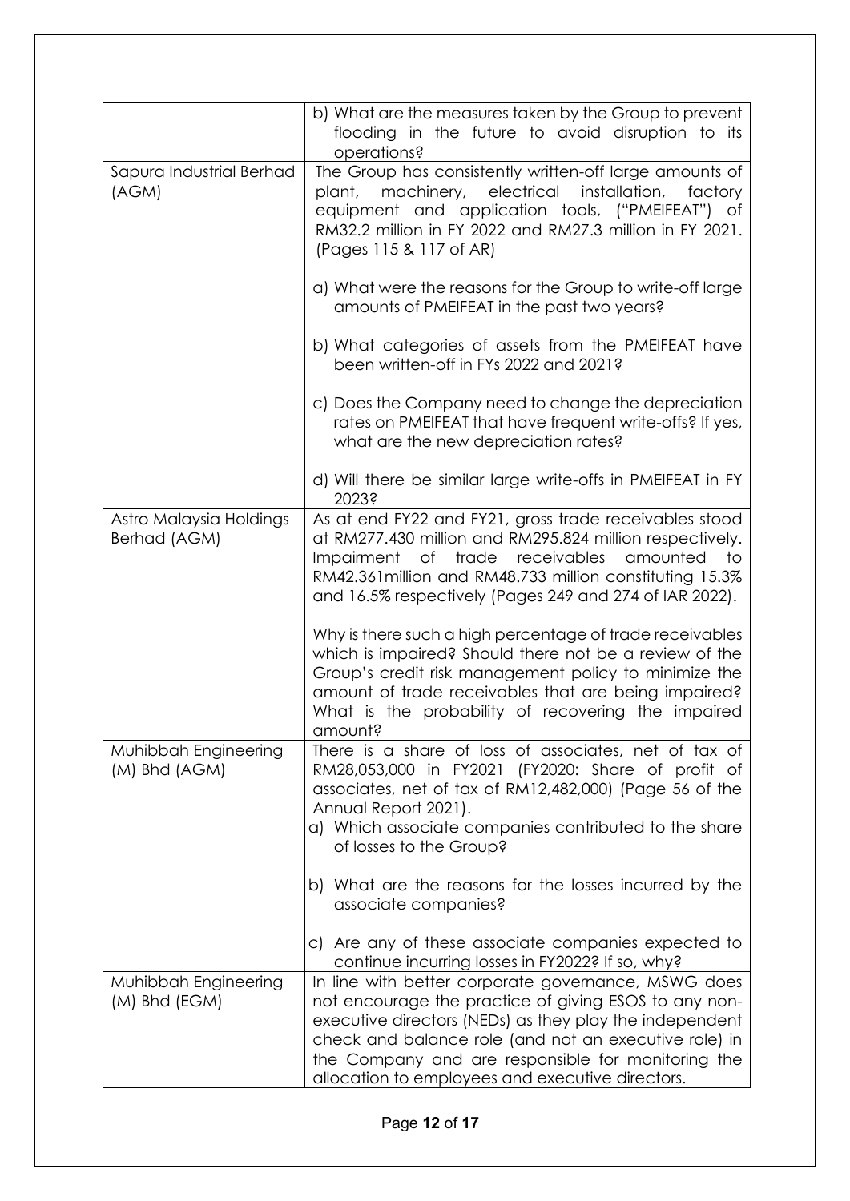| | |
|---|---|
| | b) What are the measures taken by the Group to prevent flooding in the future to avoid disruption to its operations? |
| Sapura Industrial Berhad (AGM) | The Group has consistently written-off large amounts of plant, machinery, electrical installation, factory equipment and application tools, ("PMEIFEAT") of RM32.2 million in FY 2022 and RM27.3 million in FY 2021. (Pages 115 & 117 of AR)<br><br>a) What were the reasons for the Group to write-off large amounts of PMEIFEAT in the past two years?<br><br>b) What categories of assets from the PMEIFEAT have been written-off in FYs 2022 and 2021?<br><br>c) Does the Company need to change the depreciation rates on PMEIFEAT that have frequent write-offs? If yes, what are the new depreciation rates?<br><br>d) Will there be similar large write-offs in PMEIFEAT in FY 2023? |
| Astro Malaysia Holdings Berhad (AGM) | As at end FY22 and FY21, gross trade receivables stood at RM277.430 million and RM295.824 million respectively. Impairment of trade receivables amounted to RM42.361million and RM48.733 million constituting 15.3% and 16.5% respectively (Pages 249 and 274 of IAR 2022).<br><br>Why is there such a high percentage of trade receivables which is impaired? Should there not be a review of the Group's credit risk management policy to minimize the amount of trade receivables that are being impaired? What is the probability of recovering the impaired amount? |
| Muhibbah Engineering (M) Bhd (AGM) | There is a share of loss of associates, net of tax of RM28,053,000 in FY2021 (FY2020: Share of profit of associates, net of tax of RM12,482,000) (Page 56 of the Annual Report 2021).<br>a) Which associate companies contributed to the share of losses to the Group?<br><br>b) What are the reasons for the losses incurred by the associate companies?<br><br>c) Are any of these associate companies expected to continue incurring losses in FY2022? If so, why? |
| Muhibbah Engineering (M) Bhd (EGM) | In line with better corporate governance, MSWG does not encourage the practice of giving ESOS to any non-executive directors (NEDs) as they play the independent check and balance role (and not an executive role) in the Company and are responsible for monitoring the allocation to employees and executive directors. |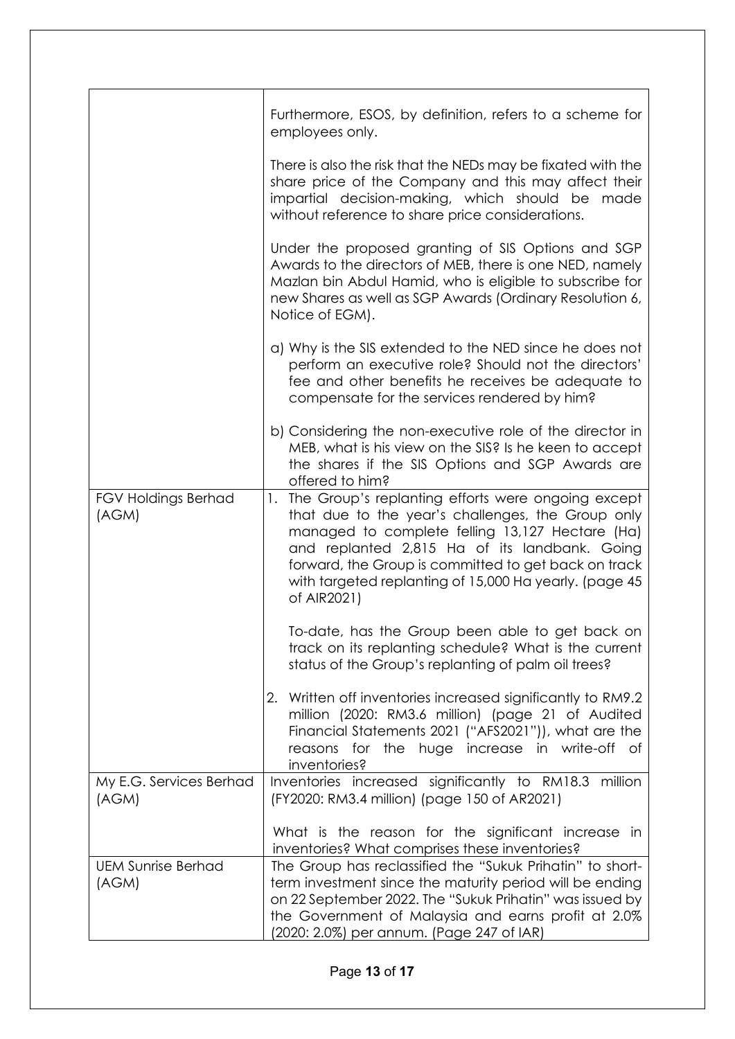| | |
|---|---|
| | Furthermore, ESOS, by definition, refers to a scheme for employees only.<br><br>There is also the risk that the NEDs may be fixated with the share price of the Company and this may affect their impartial decision-making, which should be made without reference to share price considerations.<br><br>Under the proposed granting of SIS Options and SGP Awards to the directors of MEB, there is one NED, namely Mazlan bin Abdul Hamid, who is eligible to subscribe for new Shares as well as SGP Awards (Ordinary Resolution 6, Notice of EGM).<br><br>a) Why is the SIS extended to the NED since he does not perform an executive role? Should not the directors' fee and other benefits he receives be adequate to compensate for the services rendered by him?<br><br>b) Considering the non-executive role of the director in MEB, what is his view on the SIS? Is he keen to accept the shares if the SIS Options and SGP Awards are offered to him? |
| FGV Holdings Berhad (AGM) | 1. The Group's replanting efforts were ongoing except that due to the year's challenges, the Group only managed to complete felling 13,127 Hectare (Ha) and replanted 2,815 Ha of its landbank. Going forward, the Group is committed to get back on track with targeted replanting of 15,000 Ha yearly. (page 45 of AIR2021)<br><br>To-date, has the Group been able to get back on track on its replanting schedule? What is the current status of the Group's replanting of palm oil trees?<br><br>2. Written off inventories increased significantly to RM9.2 million (2020: RM3.6 million) (page 21 of Audited Financial Statements 2021 ("AFS2021")), what are the reasons for the huge increase in write-off of inventories? |
| My E.G. Services Berhad (AGM) | Inventories increased significantly to RM18.3 million (FY2020: RM3.4 million) (page 150 of AR2021)<br><br>What is the reason for the significant increase in inventories? What comprises these inventories? |
| UEM Sunrise Berhad (AGM) | The Group has reclassified the "Sukuk Prihatin" to short-term investment since the maturity period will be ending on 22 September 2022. The "Sukuk Prihatin" was issued by the Government of Malaysia and earns profit at 2.0% (2020: 2.0%) per annum. (Page 247 of IAR) |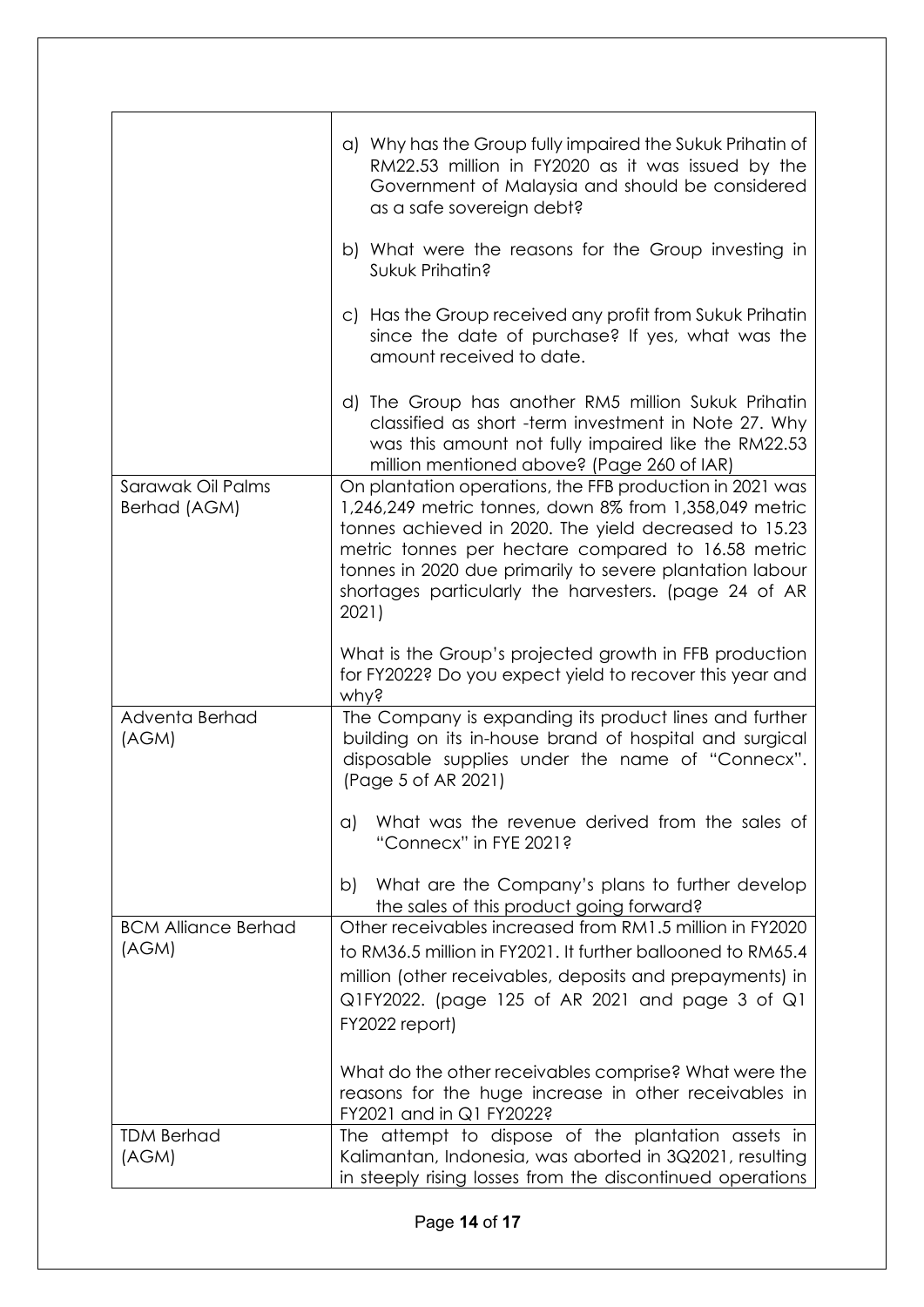| | |
|---|---|
| | a) Why has the Group fully impaired the Sukuk Prihatin of RM22.53 million in FY2020 as it was issued by the Government of Malaysia and should be considered as a safe sovereign debt?<br><br>b) What were the reasons for the Group investing in Sukuk Prihatin?<br><br>c) Has the Group received any profit from Sukuk Prihatin since the date of purchase? If yes, what was the amount received to date.<br><br>d) The Group has another RM5 million Sukuk Prihatin classified as short -term investment in Note 27. Why was this amount not fully impaired like the RM22.53 million mentioned above? (Page 260 of IAR) |
| Sarawak Oil Palms Berhad (AGM) | On plantation operations, the FFB production in 2021 was 1,246,249 metric tonnes, down 8% from 1,358,049 metric tonnes achieved in 2020. The yield decreased to 15.23 metric tonnes per hectare compared to 16.58 metric tonnes in 2020 due primarily to severe plantation labour shortages particularly the harvesters. (page 24 of AR 2021)<br><br>What is the Group's projected growth in FFB production for FY2022? Do you expect yield to recover this year and why? |
| Adventa Berhad (AGM) | The Company is expanding its product lines and further building on its in-house brand of hospital and surgical disposable supplies under the name of "Connecx". (Page 5 of AR 2021)<br><br>a) What was the revenue derived from the sales of "Connecx" in FYE 2021?<br><br>b) What are the Company's plans to further develop the sales of this product going forward? |
| BCM Alliance Berhad (AGM) | Other receivables increased from RM1.5 million in FY2020 to RM36.5 million in FY2021. It further ballooned to RM65.4 million (other receivables, deposits and prepayments) in Q1FY2022. (page 125 of AR 2021 and page 3 of Q1 FY2022 report)<br><br>What do the other receivables comprise? What were the reasons for the huge increase in other receivables in FY2021 and in Q1 FY2022? |
| TDM Berhad (AGM) | The attempt to dispose of the plantation assets in Kalimantan, Indonesia, was aborted in 3Q2021, resulting in steeply rising losses from the discontinued operations |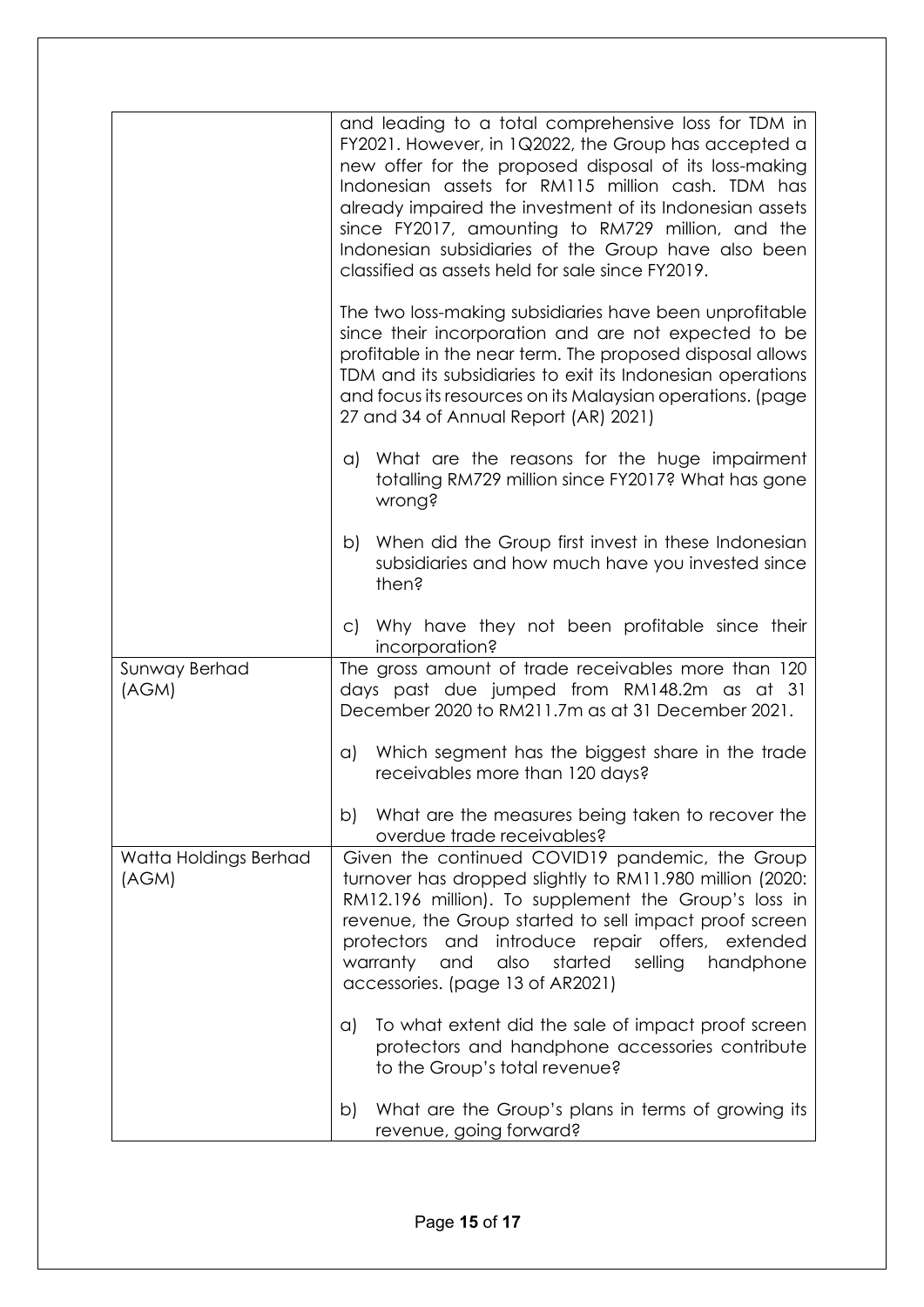| | |
|---|---|
| | and leading to a total comprehensive loss for TDM in FY2021. However, in 1Q2022, the Group has accepted a new offer for the proposed disposal of its loss-making Indonesian assets for RM115 million cash. TDM has already impaired the investment of its Indonesian assets since FY2017, amounting to RM729 million, and the Indonesian subsidiaries of the Group have also been classified as assets held for sale since FY2019.<br><br>The two loss-making subsidiaries have been unprofitable since their incorporation and are not expected to be profitable in the near term. The proposed disposal allows TDM and its subsidiaries to exit its Indonesian operations and focus its resources on its Malaysian operations. (page 27 and 34 of Annual Report (AR) 2021)<br><br>a) What are the reasons for the huge impairment totalling RM729 million since FY2017? What has gone wrong?<br><br>b) When did the Group first invest in these Indonesian subsidiaries and how much have you invested since then?<br><br>c) Why have they not been profitable since their incorporation? |
| Sunway Berhad (AGM) | The gross amount of trade receivables more than 120 days past due jumped from RM148.2m as at 31 December 2020 to RM211.7m as at 31 December 2021.<br><br>a) Which segment has the biggest share in the trade receivables more than 120 days?<br><br>b) What are the measures being taken to recover the overdue trade receivables? |
| Watta Holdings Berhad (AGM) | Given the continued COVID19 pandemic, the Group turnover has dropped slightly to RM11.980 million (2020: RM12.196 million). To supplement the Group's loss in revenue, the Group started to sell impact proof screen protectors and introduce repair offers, extended warranty and also started selling handphone accessories. (page 13 of AR2021)<br><br>a) To what extent did the sale of impact proof screen protectors and handphone accessories contribute to the Group's total revenue?<br><br>b) What are the Group's plans in terms of growing its revenue, going forward? |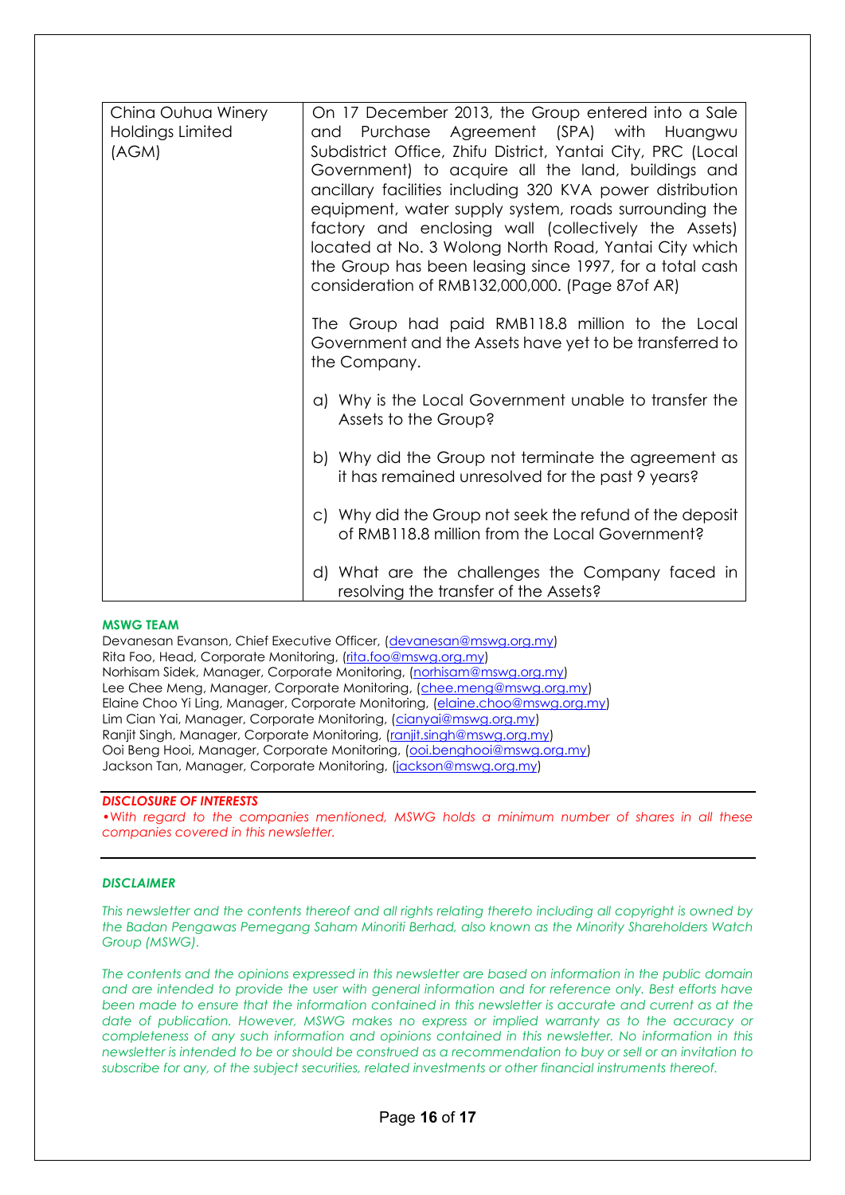| | |
|---|---|
| China Ouhua Winery Holdings Limited (AGM) | On 17 December 2013, the Group entered into a Sale and Purchase Agreement (SPA) with Huangwu Subdistrict Office, Zhifu District, Yantai City, PRC (Local Government) to acquire all the land, buildings and ancillary facilities including 320 KVA power distribution equipment, water supply system, roads surrounding the factory and enclosing wall (collectively the Assets) located at No. 3 Wolong North Road, Yantai City which the Group has been leasing since 1997, for a total cash consideration of RMB132,000,000. (Page 87of AR)<br><br>The Group had paid RMB118.8 million to the Local Government and the Assets have yet to be transferred to the Company.<br><br>a) Why is the Local Government unable to transfer the Assets to the Group?<br><br>b) Why did the Group not terminate the agreement as it has remained unresolved for the past 9 years?<br><br>c) Why did the Group not seek the refund of the deposit of RMB118.8 million from the Local Government?<br><br>d) What are the challenges the Company faced in resolving the transfer of the Assets? |

**MSWG TEAM**

Devanesan Evanson, Chief Executive Officer, (devanesan@mswg.org.my)
Rita Foo, Head, Corporate Monitoring, (rita.foo@mswg.org.my)
Norhisam Sidek, Manager, Corporate Monitoring, (norhisam@mswg.org.my)
Lee Chee Meng, Manager, Corporate Monitoring, (chee.meng@mswg.org.my)
Elaine Choo Yi Ling, Manager, Corporate Monitoring, (elaine.choo@mswg.org.my)
Lim Cian Yai, Manager, Corporate Monitoring, (cianyai@mswg.org.my)
Ranjit Singh, Manager, Corporate Monitoring, (ranjit.singh@mswg.org.my)
Ooi Beng Hooi, Manager, Corporate Monitoring, (ooi.benghooi@mswg.org.my)
Jackson Tan, Manager, Corporate Monitoring, (jackson@mswg.org.my)

***DISCLOSURE OF INTERESTS***

*•With regard to the companies mentioned, MSWG holds a minimum number of shares in all these companies covered in this newsletter.*

***DISCLAIMER***

*This newsletter and the contents thereof and all rights relating thereto including all copyright is owned by the Badan Pengawas Pemegang Saham Minoriti Berhad, also known as the Minority Shareholders Watch Group (MSWG).*

*The contents and the opinions expressed in this newsletter are based on information in the public domain and are intended to provide the user with general information and for reference only. Best efforts have been made to ensure that the information contained in this newsletter is accurate and current as at the date of publication. However, MSWG makes no express or implied warranty as to the accuracy or completeness of any such information and opinions contained in this newsletter. No information in this newsletter is intended to be or should be construed as a recommendation to buy or sell or an invitation to subscribe for any, of the subject securities, related investments or other financial instruments thereof.*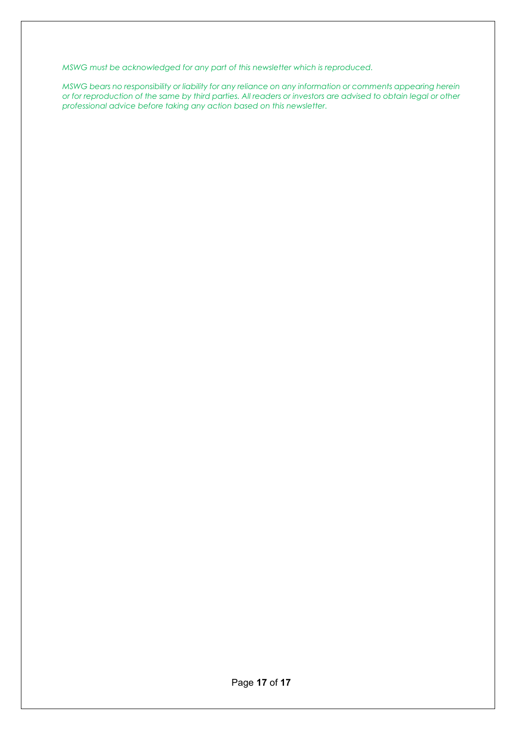*MSWG must be acknowledged for any part of this newsletter which is reproduced.*

*MSWG bears no responsibility or liability for any reliance on any information or comments appearing herein or for reproduction of the same by third parties. All readers or investors are advised to obtain legal or other professional advice before taking any action based on this newsletter.*